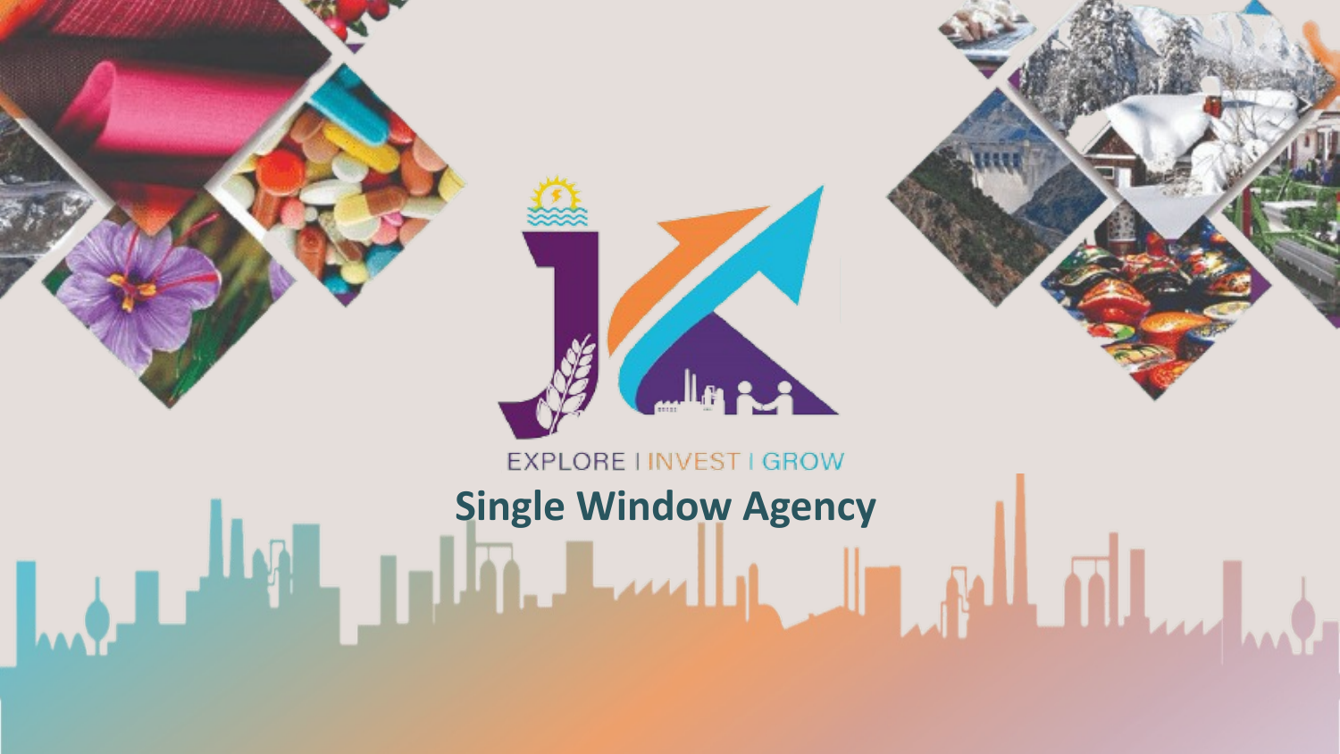EXPLORE I INVEST I GROW

# Single Window Agency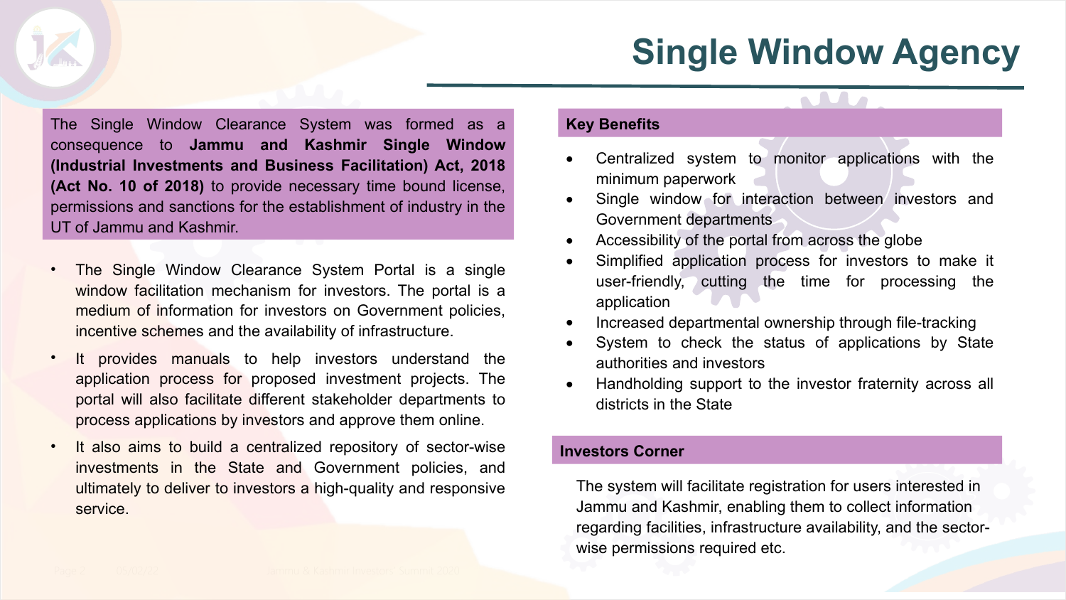# Single Window Agency

The Single Window Clearance System was formed as a consequence to **Jammu and Kashmir Single Window (Industrial Investments and Business Facilitation) Act, 2018 (Act No. 10 of 2018)** to provide necessary time bound license, permissions and sanctions for the establishment of industry in the UT of Jammu and Kashmir.

- The Single Window Clearance System Portal is a single window facilitation mechanism for investors. The portal is a medium of information for investors on Government policies, incentive schemes and the availability of infrastructure.
- It provides manuals to help investors understand the application process for proposed investment projects. The portal will also facilitate different stakeholder departments to process applications by investors and approve them online.
- It also aims to build a centralized repository of sector-wise investments in the State and Government policies, and ultimately to deliver to investors a high-quality and responsive service.

## Key Benefits

- Centralized system to monitor applications with the minimum paperwork
- Single window for interaction between investors and Government departments
- Accessibility of the portal from across the globe
- Simplified application process for investors to make it user-friendly, cutting the time for processing the application
- Increased departmental ownership through file-tracking
- System to check the status of applications by State authorities and investors
- Handholding support to the investor fraternity across all districts in the State

## Investors Corner

The system will facilitate registration for users interested in Jammu and Kashmir, enabling them to collect information regarding facilities, infrastructure availability, and the sector-wise permissions required etc.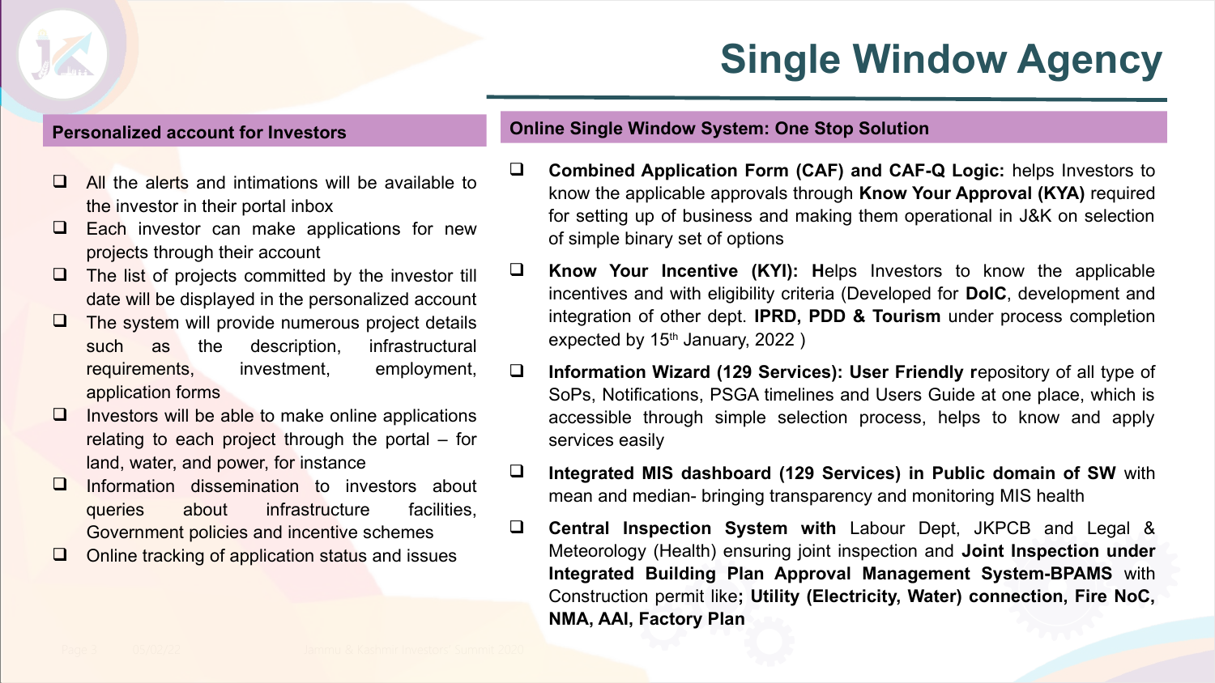# Single Window Agency

## Personalized account for Investors

- All the alerts and intimations will be available to the investor in their portal inbox
- Each investor can make applications for new projects through their account
- The list of projects committed by the investor till date will be displayed in the personalized account
- The system will provide numerous project details such as the description, infrastructural requirements, investment, employment, application forms
- Investors will be able to make online applications relating to each project through the portal – for land, water, and power, for instance
- Information dissemination to investors about queries about infrastructure facilities, Government policies and incentive schemes
- Online tracking of application status and issues

## Online Single Window System: One Stop Solution

- **Combined Application Form (CAF) and CAF-Q Logic:** helps Investors to know the applicable approvals through **Know Your Approval (KYA)** required for setting up of business and making them operational in J&K on selection of simple binary set of options
- **Know Your Incentive (KYI): H**elps Investors to know the applicable incentives and with eligibility criteria (Developed for **DoIC**, development and integration of other dept. **IPRD, PDD & Tourism** under process completion expected by 15th January, 2022 )
- **Information Wizard (129 Services): User Friendly r**epository of all type of SoPs, Notifications, PSGA timelines and Users Guide at one place, which is accessible through simple selection process, helps to know and apply services easily
- **Integrated MIS dashboard (129 Services) in Public domain of SW** with mean and median- bringing transparency and monitoring MIS health
- **Central Inspection System with** Labour Dept, JKPCB and Legal & Meteorology (Health) ensuring joint inspection and **Joint Inspection under Integrated Building Plan Approval Management System-BPAMS** with Construction permit like**; Utility (Electricity, Water) connection, Fire NoC, NMA, AAI, Factory Plan**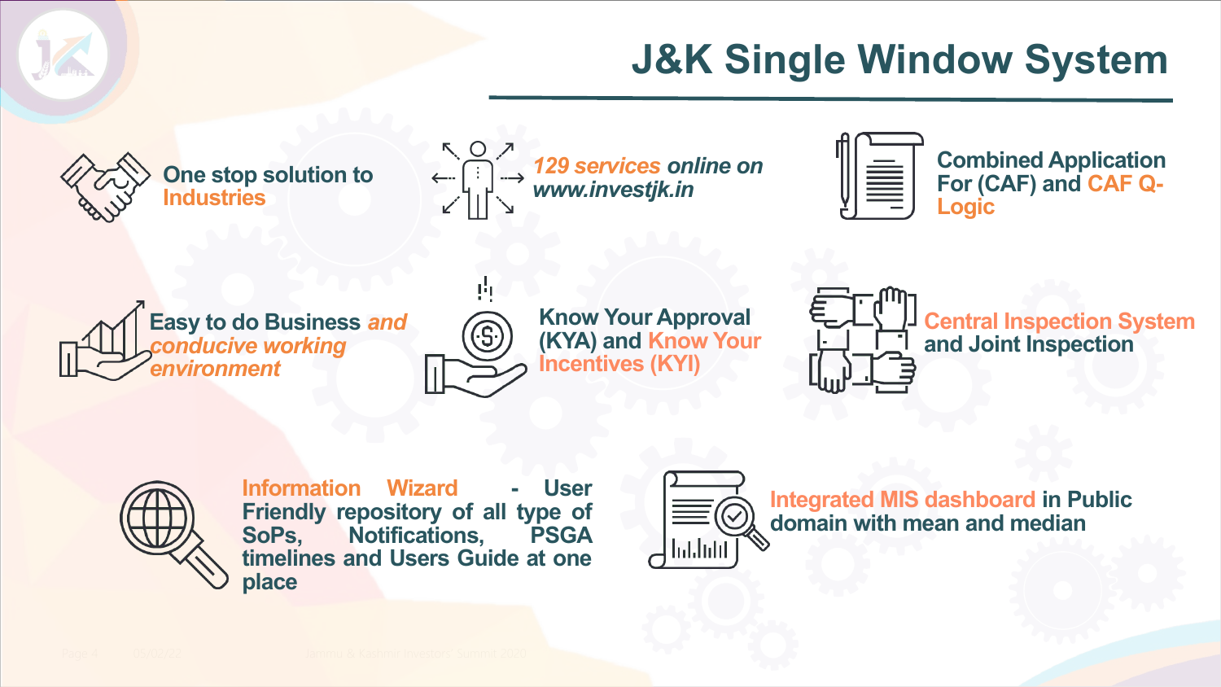# J&K Single Window System

- One stop solution to Industries
- *129 services online on www.investjk.in*
- Combined Application For (CAF) and CAF Q-Logic
- Easy to do Business *and conducive working environment*
- Know Your Approval (KYA) and Know Your Incentives (KYI)
- Central Inspection System and Joint Inspection
- Information Wizard - User Friendly repository of all type of SoPs, Notifications, PSGA timelines and Users Guide at one place
- Integrated MIS dashboard in Public domain with mean and median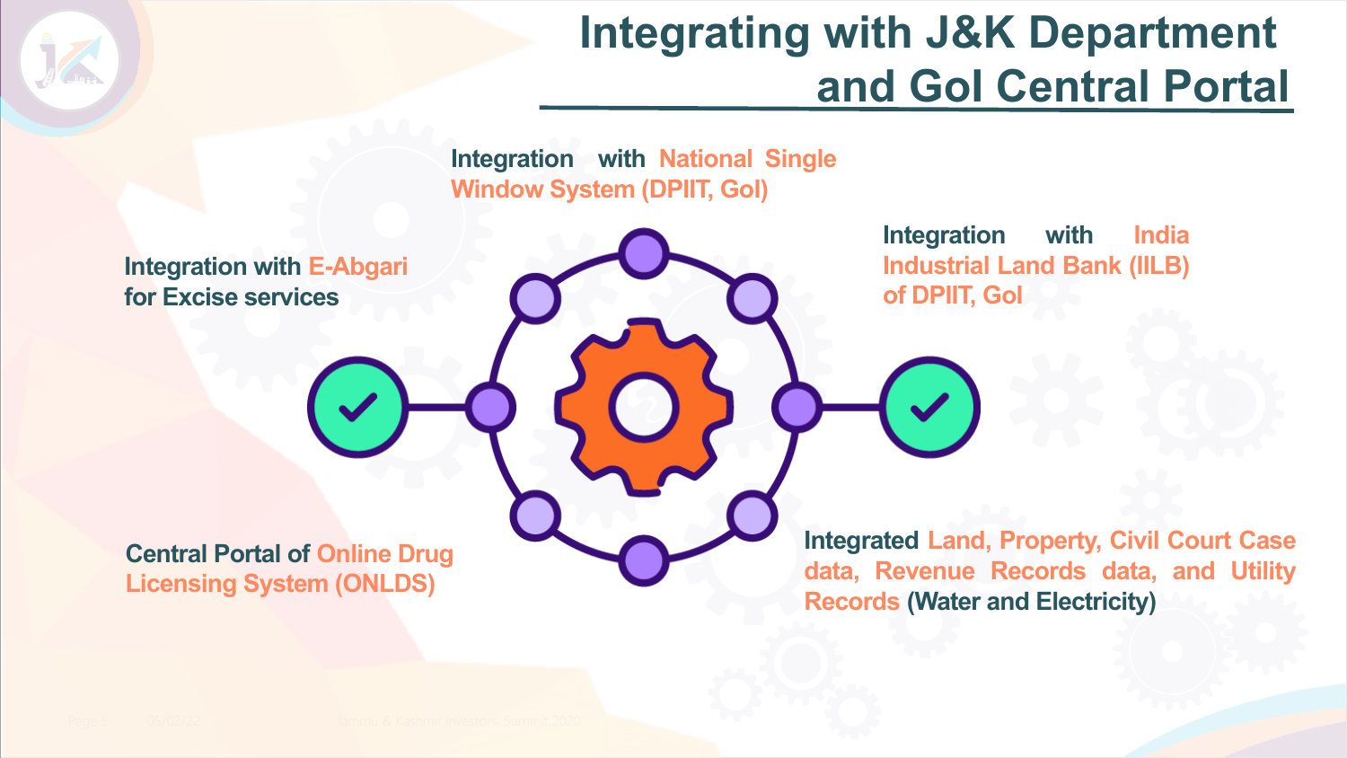# Integrating with J&K Department and GoI Central Portal

- Integration with National Single Window System (DPIIT, GoI)
- Integration with E-Abgari for Excise services
- Integration with India Industrial Land Bank (IILB) of DPIIT, GoI
- Central Portal of Online Drug Licensing System (ONLDS)
- Integrated Land, Property, Civil Court Case data, Revenue Records data, and Utility Records (Water and Electricity)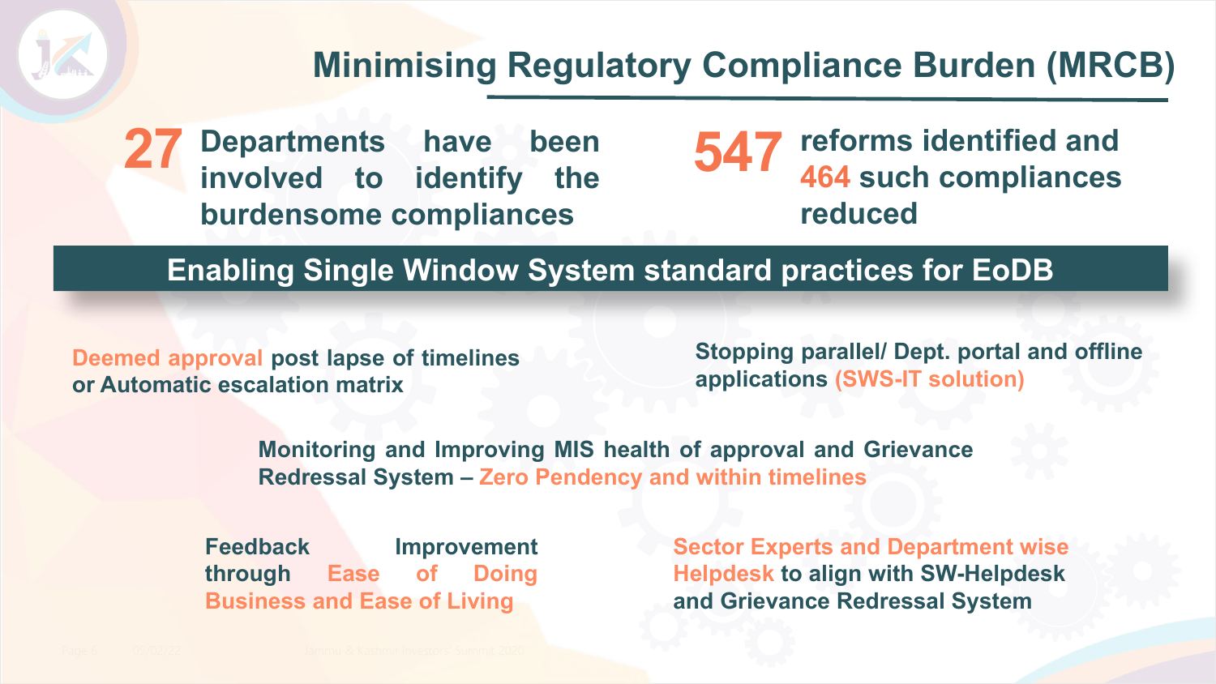# Minimising Regulatory Compliance Burden (MRCB)

**27** Departments have been involved to identify the burdensome compliances

**547** reforms identified and **464** such compliances reduced

## Enabling Single Window System standard practices for EoDB

**Deemed approval** post lapse of timelines or Automatic escalation matrix

Stopping parallel/ Dept. portal and offline applications **(SWS-IT solution)**

Monitoring and Improving MIS health of approval and Grievance Redressal System – **Zero Pendency and within timelines**

Feedback Improvement through **Ease of Doing Business and Ease of Living**

**Sector Experts and Department wise Helpdesk** to align with SW-Helpdesk and Grievance Redressal System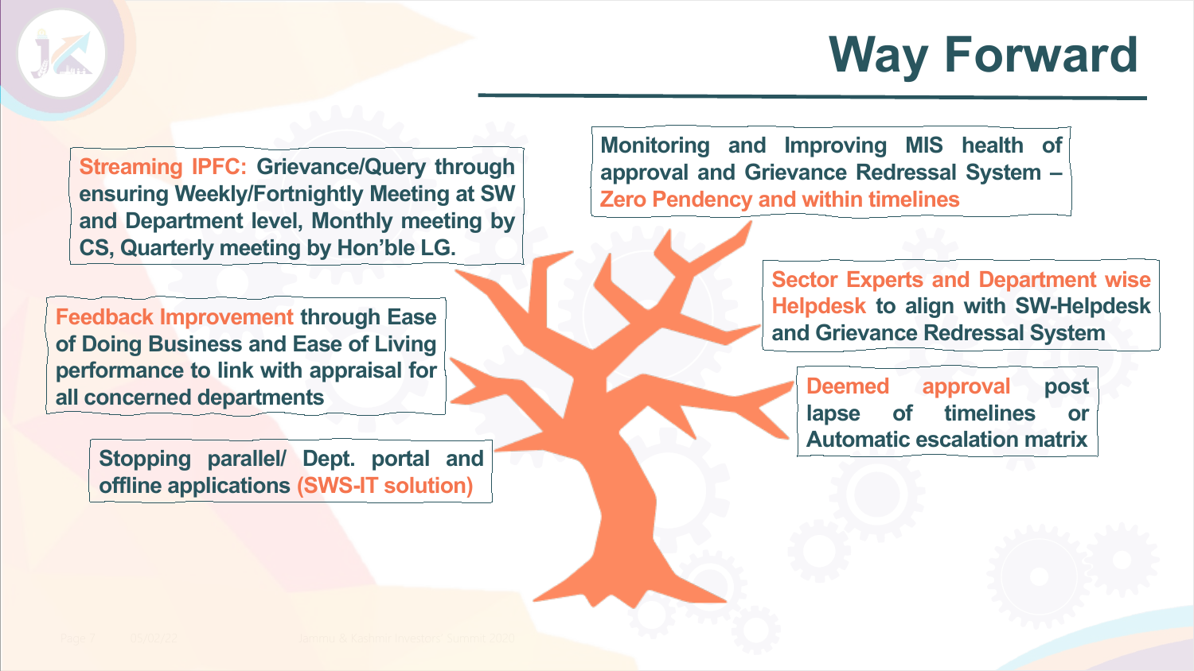# Way Forward

**Streaming IPFC: Grievance/Query through ensuring Weekly/Fortnightly Meeting at SW and Department level, Monthly meeting by CS, Quarterly meeting by Hon'ble LG.**

**Feedback Improvement through Ease of Doing Business and Ease of Living performance to link with appraisal for all concerned departments**

**Stopping parallel/ Dept. portal and offline applications (SWS-IT solution)**

**Monitoring and Improving MIS health of approval and Grievance Redressal System – Zero Pendency and within timelines**

**Sector Experts and Department wise Helpdesk to align with SW-Helpdesk and Grievance Redressal System**

**Deemed approval post lapse of timelines or Automatic escalation matrix**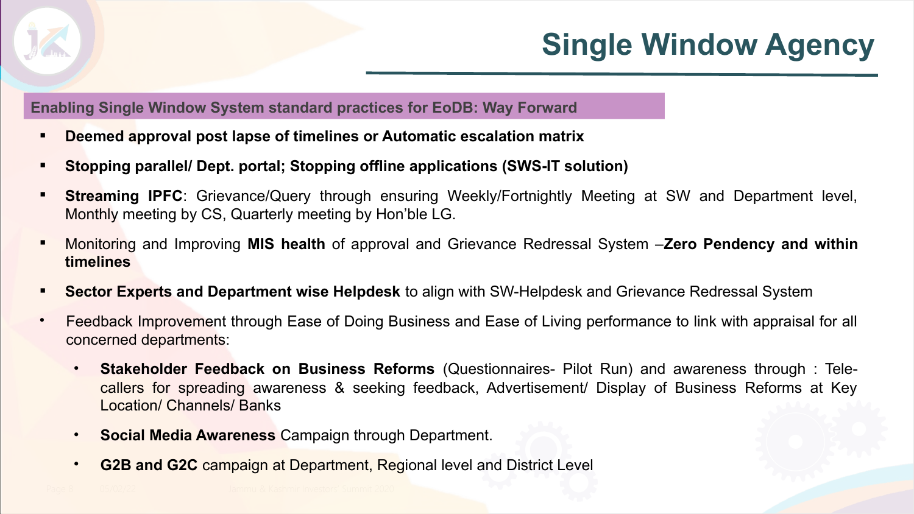# Single Window Agency

## Enabling Single Window System standard practices for EoDB: Way Forward

- **Deemed approval post lapse of timelines or Automatic escalation matrix**
- **Stopping parallel/ Dept. portal; Stopping offline applications (SWS-IT solution)**
- **Streaming IPFC**: Grievance/Query through ensuring Weekly/Fortnightly Meeting at SW and Department level, Monthly meeting by CS, Quarterly meeting by Hon'ble LG.
- Monitoring and Improving **MIS health** of approval and Grievance Redressal System –**Zero Pendency and within timelines**
- **Sector Experts and Department wise Helpdesk** to align with SW-Helpdesk and Grievance Redressal System
- Feedback Improvement through Ease of Doing Business and Ease of Living performance to link with appraisal for all concerned departments:
  - **Stakeholder Feedback on Business Reforms** (Questionnaires- Pilot Run) and awareness through : Tele-callers for spreading awareness & seeking feedback, Advertisement/ Display of Business Reforms at Key Location/ Channels/ Banks
  - **Social Media Awareness** Campaign through Department.
  - **G2B and G2C** campaign at Department, Regional level and District Level